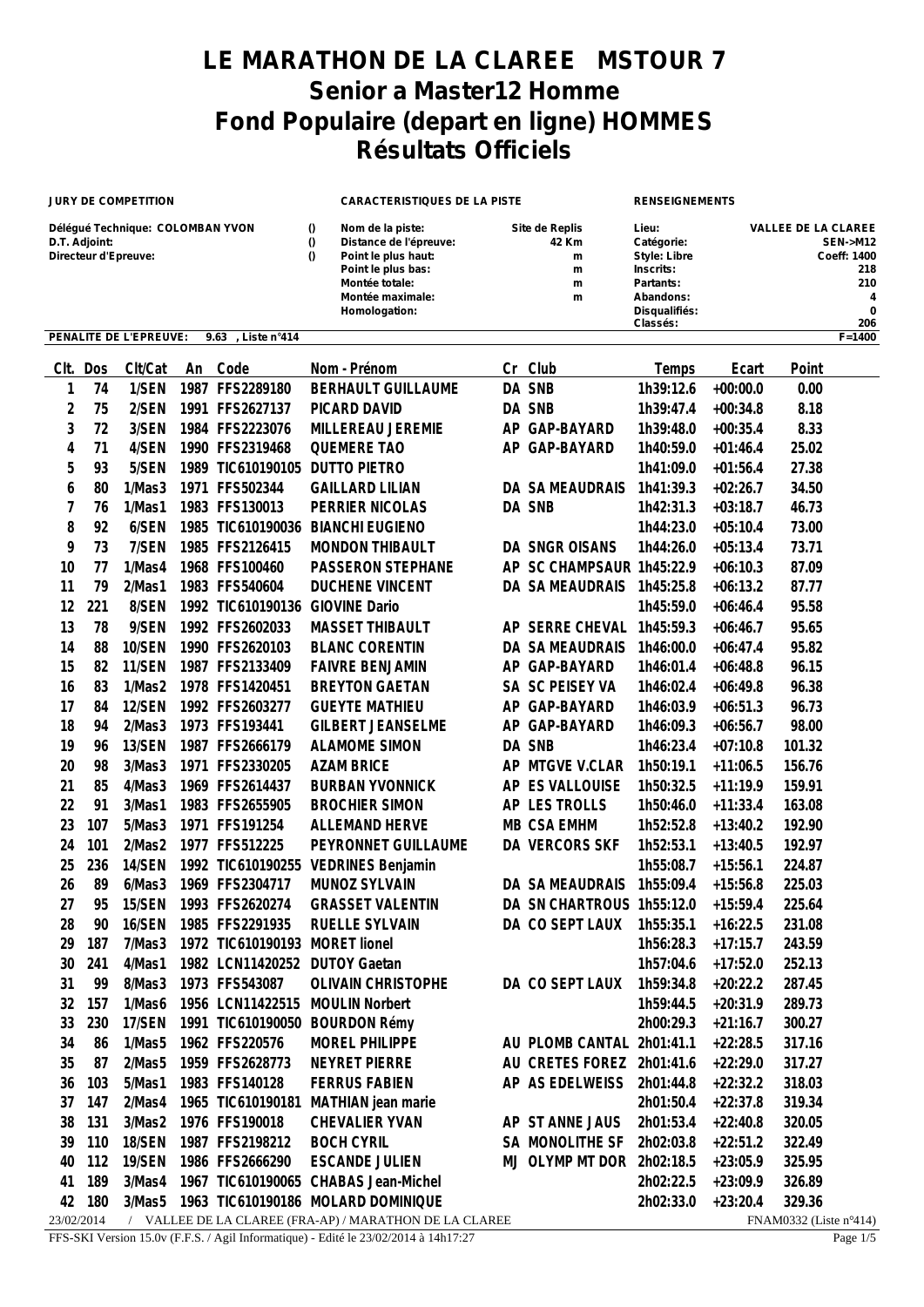# LE MARATHON DE LA CLAREE MSTOUR 7
# Senior a Master12 Homme
# Fond Populaire (depart en ligne) HOMMES
# Résultats Officiels

| JURY DE COMPETITION | | CARACTERISTIQUES DE LA PISTE | | RENSEIGNEMENTS | |
|---|---|---|---|---|---|
| Délégué Technique: COLOMBAN YVON | () | Nom de la piste: | Site de Replis | Lieu: | VALLEE DE LA CLAREE |
| D.T. Adjoint: | () | Distance de l'épreuve: | 42 Km | Catégorie: | SEN->M12 |
| Directeur d'Epreuve: | () | Point le plus haut: | m | Style: Libre | Coeff: 1400 |
| | | Point le plus bas: | m | Inscrits: | 218 |
| | | Montée totale: | m | Partants: | 210 |
| | | Montée maximale: | m | Abandons: | 4 |
| | | Homologation: | | Disqualifiés: | 0 |
| | | | | Classés: | 206 |

PENALITE DE L'EPREUVE: 9.63 , Liste n°414 — F=1400

| Clt. | Dos | Clt/Cat | An | Code | Nom - Prénom | Cr | Club | Temps | Ecart | Point |
|---|---|---|---|---|---|---|---|---|---|---|
| 1 | 74 | 1/SEN | 1987 | FFS2289180 | BERHAULT GUILLAUME | DA | SNB | 1h39:12.6 | +00:00.0 | 0.00 |
| 2 | 75 | 2/SEN | 1991 | FFS2627137 | PICARD DAVID | DA | SNB | 1h39:47.4 | +00:34.8 | 8.18 |
| 3 | 72 | 3/SEN | 1984 | FFS2223076 | MILLEREAU JEREMIE | AP | GAP-BAYARD | 1h39:48.0 | +00:35.4 | 8.33 |
| 4 | 71 | 4/SEN | 1990 | FFS2319468 | QUEMERE TAO | AP | GAP-BAYARD | 1h40:59.0 | +01:46.4 | 25.02 |
| 5 | 93 | 5/SEN | 1989 | TIC610190105 | DUTTO PIETRO | | | 1h41:09.0 | +01:56.4 | 27.38 |
| 6 | 80 | 1/Mas3 | 1971 | FFS502344 | GAILLARD LILIAN | DA | SA MEAUDRAIS | 1h41:39.3 | +02:26.7 | 34.50 |
| 7 | 76 | 1/Mas1 | 1983 | FFS130013 | PERRIER NICOLAS | DA | SNB | 1h42:31.3 | +03:18.7 | 46.73 |
| 8 | 92 | 6/SEN | 1985 | TIC610190036 | BIANCHI EUGIENO | | | 1h44:23.0 | +05:10.4 | 73.00 |
| 9 | 73 | 7/SEN | 1985 | FFS2126415 | MONDON THIBAULT | DA | SNGR OISANS | 1h44:26.0 | +05:13.4 | 73.71 |
| 10 | 77 | 1/Mas4 | 1968 | FFS100460 | PASSERON STEPHANE | AP | SC CHAMPSAUR | 1h45:22.9 | +06:10.3 | 87.09 |
| 11 | 79 | 2/Mas1 | 1983 | FFS540604 | DUCHENE VINCENT | DA | SA MEAUDRAIS | 1h45:25.8 | +06:13.2 | 87.77 |
| 12 | 221 | 8/SEN | 1992 | TIC610190136 | GIOVINE Dario | | | 1h45:59.0 | +06:46.4 | 95.58 |
| 13 | 78 | 9/SEN | 1992 | FFS2602033 | MASSET THIBAULT | AP | SERRE CHEVAL | 1h45:59.3 | +06:46.7 | 95.65 |
| 14 | 88 | 10/SEN | 1990 | FFS2620103 | BLANC CORENTIN | DA | SA MEAUDRAIS | 1h46:00.0 | +06:47.4 | 95.82 |
| 15 | 82 | 11/SEN | 1987 | FFS2133409 | FAIVRE BENJAMIN | AP | GAP-BAYARD | 1h46:01.4 | +06:48.8 | 96.15 |
| 16 | 83 | 1/Mas2 | 1978 | FFS1420451 | BREYTON GAETAN | SA | SC PEISEY VA | 1h46:02.4 | +06:49.8 | 96.38 |
| 17 | 84 | 12/SEN | 1992 | FFS2603277 | GUEYTE MATHIEU | AP | GAP-BAYARD | 1h46:03.9 | +06:51.3 | 96.73 |
| 18 | 94 | 2/Mas3 | 1973 | FFS193441 | GILBERT JEANSELME | AP | GAP-BAYARD | 1h46:09.3 | +06:56.7 | 98.00 |
| 19 | 96 | 13/SEN | 1987 | FFS2666179 | ALAMOME SIMON | DA | SNB | 1h46:23.4 | +07:10.8 | 101.32 |
| 20 | 98 | 3/Mas3 | 1971 | FFS2330205 | AZAM BRICE | AP | MTGVE V.CLAR | 1h50:19.1 | +11:06.5 | 156.76 |
| 21 | 85 | 4/Mas3 | 1969 | FFS2614437 | BURBAN YVONNICK | AP | ES VALLOUISE | 1h50:32.5 | +11:19.9 | 159.91 |
| 22 | 91 | 3/Mas1 | 1983 | FFS2655905 | BROCHIER SIMON | AP | LES TROLLS | 1h50:46.0 | +11:33.4 | 163.08 |
| 23 | 107 | 5/Mas3 | 1971 | FFS191254 | ALLEMAND HERVE | MB | CSA EMHM | 1h52:52.8 | +13:40.2 | 192.90 |
| 24 | 101 | 2/Mas2 | 1977 | FFS512225 | PEYRONNET GUILLAUME | DA | VERCORS SKF | 1h52:53.1 | +13:40.5 | 192.97 |
| 25 | 236 | 14/SEN | 1992 | TIC610190255 | VEDRINES Benjamin | | | 1h55:08.7 | +15:56.1 | 224.87 |
| 26 | 89 | 6/Mas3 | 1969 | FFS2304717 | MUNOZ SYLVAIN | DA | SA MEAUDRAIS | 1h55:09.4 | +15:56.8 | 225.03 |
| 27 | 95 | 15/SEN | 1993 | FFS2620274 | GRASSET VALENTIN | DA | SN CHARTROUS | 1h55:12.0 | +15:59.4 | 225.64 |
| 28 | 90 | 16/SEN | 1985 | FFS2291935 | RUELLE SYLVAIN | DA | CO SEPT LAUX | 1h55:35.1 | +16:22.5 | 231.08 |
| 29 | 187 | 7/Mas3 | 1972 | TIC610190193 | MORET lionel | | | 1h56:28.3 | +17:15.7 | 243.59 |
| 30 | 241 | 4/Mas1 | 1982 | LCN11420252 | DUTOY Gaetan | | | 1h57:04.6 | +17:52.0 | 252.13 |
| 31 | 99 | 8/Mas3 | 1973 | FFS543087 | OLIVAIN CHRISTOPHE | DA | CO SEPT LAUX | 1h59:34.8 | +20:22.2 | 287.45 |
| 32 | 157 | 1/Mas6 | 1956 | LCN11422515 | MOULIN Norbert | | | 1h59:44.5 | +20:31.9 | 289.73 |
| 33 | 230 | 17/SEN | 1991 | TIC610190050 | BOURDON Rémy | | | 2h00:29.3 | +21:16.7 | 300.27 |
| 34 | 86 | 1/Mas5 | 1962 | FFS220576 | MOREL PHILIPPE | AU | PLOMB CANTAL | 2h01:41.1 | +22:28.5 | 317.16 |
| 35 | 87 | 2/Mas5 | 1959 | FFS2628773 | NEYRET PIERRE | AU | CRETES FOREZ | 2h01:41.6 | +22:29.0 | 317.27 |
| 36 | 103 | 5/Mas1 | 1983 | FFS140128 | FERRUS FABIEN | AP | AS EDELWEISS | 2h01:44.8 | +22:32.2 | 318.03 |
| 37 | 147 | 2/Mas4 | 1965 | TIC610190181 | MATHIAN jean marie | | | 2h01:50.4 | +22:37.8 | 319.34 |
| 38 | 131 | 3/Mas2 | 1976 | FFS190018 | CHEVALIER YVAN | AP | ST ANNE JAUS | 2h01:53.4 | +22:40.8 | 320.05 |
| 39 | 110 | 18/SEN | 1987 | FFS2198212 | BOCH CYRIL | SA | MONOLITHE SF | 2h02:03.8 | +22:51.2 | 322.49 |
| 40 | 112 | 19/SEN | 1986 | FFS2666290 | ESCANDE JULIEN | MJ | OLYMP MT DOR | 2h02:18.5 | +23:05.9 | 325.95 |
| 41 | 189 | 3/Mas4 | 1967 | TIC610190065 | CHABAS Jean-Michel | | | 2h02:22.5 | +23:09.9 | 326.89 |
| 42 | 180 | 3/Mas5 | 1963 | TIC610190186 | MOLARD DOMINIQUE | | | 2h02:33.0 | +23:20.4 | 329.36 |

23/02/2014 / VALLEE DE LA CLAREE (FRA-AP) / MARATHON DE LA CLAREE — FNAM0332 (Liste n°414)

FFS-SKI Version 15.0v (F.F.S. / Agil Informatique) - Edité le 23/02/2014 à 14h17:27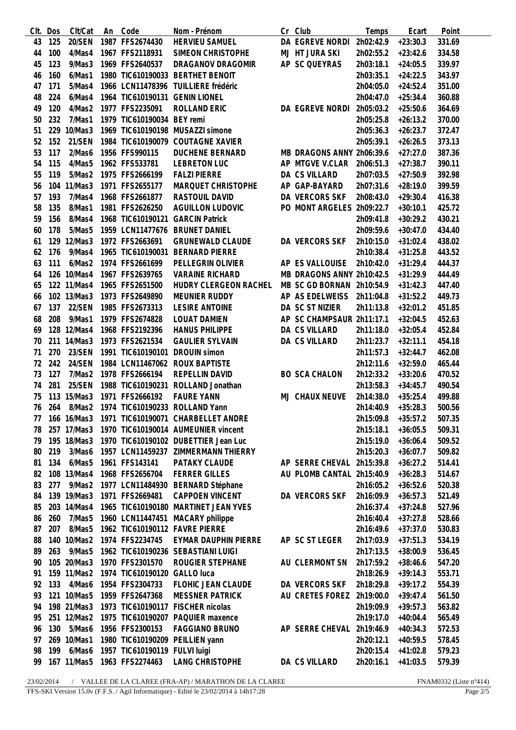| Clt. | Dos | Clt/Cat | An | Code | Nom - Prénom | Cr | Club | Temps | Ecart | Point |
|---|---|---|---|---|---|---|---|---|---|---|
| 43 | 125 | 20/SEN | 1987 | FFS2674430 | HERVIEU SAMUEL | DA | EGREVE NORDI | 2h02:42.9 | +23:30.3 | 331.69 |
| 44 | 100 | 4/Mas4 | 1967 | FFS2118931 | SIMEON CHRISTOPHE | MJ | HT JURA SKI | 2h02:55.2 | +23:42.6 | 334.58 |
| 45 | 123 | 9/Mas3 | 1969 | FFS2640537 | DRAGANOV DRAGOMIR | AP | SC QUEYRAS | 2h03:18.1 | +24:05.5 | 339.97 |
| 46 | 160 | 6/Mas1 | 1980 | TIC610190033 | BERTHET BENOIT | | | 2h03:35.1 | +24:22.5 | 343.97 |
| 47 | 171 | 5/Mas4 | 1966 | LCN11478396 | TUILLIERE frédéric | | | 2h04:05.0 | +24:52.4 | 351.00 |
| 48 | 224 | 6/Mas4 | 1964 | TIC610190131 | GENIN LIONEL | | | 2h04:47.0 | +25:34.4 | 360.88 |
| 49 | 120 | 4/Mas2 | 1977 | FFS2235091 | ROLLAND ERIC | DA | EGREVE NORDI | 2h05:03.2 | +25:50.6 | 364.69 |
| 50 | 232 | 7/Mas1 | 1979 | TIC610190034 | BEY remi | | | 2h05:25.8 | +26:13.2 | 370.00 |
| 51 | 229 | 10/Mas3 | 1969 | TIC610190198 | MUSAZZI simone | | | 2h05:36.3 | +26:23.7 | 372.47 |
| 52 | 152 | 21/SEN | 1984 | TIC610190079 | COUTAGNE XAVIER | | | 2h05:39.1 | +26:26.5 | 373.13 |
| 53 | 117 | 2/Mas6 | 1956 | FFS990115 | DUCHENE BERNARD | MB | DRAGONS ANNY | 2h06:39.6 | +27:27.0 | 387.36 |
| 54 | 115 | 4/Mas5 | 1962 | FFS533781 | LEBRETON LUC | AP | MTGVE V.CLAR | 2h06:51.3 | +27:38.7 | 390.11 |
| 55 | 119 | 5/Mas2 | 1975 | FFS2666199 | FALZI PIERRE | DA | CS VILLARD | 2h07:03.5 | +27:50.9 | 392.98 |
| 56 | 104 | 11/Mas3 | 1971 | FFS2655177 | MARQUET CHRISTOPHE | AP | GAP-BAYARD | 2h07:31.6 | +28:19.0 | 399.59 |
| 57 | 193 | 7/Mas4 | 1968 | FFS2661877 | RASTOUIL DAVID | DA | VERCORS SKF | 2h08:43.0 | +29:30.4 | 416.38 |
| 58 | 135 | 8/Mas1 | 1981 | FFS2626250 | AGUILLON LUDOVIC | PO | MONT ARGELES | 2h09:22.7 | +30:10.1 | 425.72 |
| 59 | 156 | 8/Mas4 | 1968 | TIC610190121 | GARCIN Patrick | | | 2h09:41.8 | +30:29.2 | 430.21 |
| 60 | 178 | 5/Mas5 | 1959 | LCN11477676 | BRUNET DANIEL | | | 2h09:59.6 | +30:47.0 | 434.40 |
| 61 | 129 | 12/Mas3 | 1972 | FFS2663691 | GRUNEWALD CLAUDE | DA | VERCORS SKF | 2h10:15.0 | +31:02.4 | 438.02 |
| 62 | 176 | 9/Mas4 | 1965 | TIC610190031 | BERNARD PIERRE | | | 2h10:38.4 | +31:25.8 | 443.52 |
| 63 | 111 | 6/Mas2 | 1974 | FFS2661699 | PELLEGRIN OLIVIER | AP | ES VALLOUISE | 2h10:42.0 | +31:29.4 | 444.37 |
| 64 | 126 | 10/Mas4 | 1967 | FFS2639765 | VARAINE RICHARD | MB | DRAGONS ANNY | 2h10:42.5 | +31:29.9 | 444.49 |
| 65 | 122 | 11/Mas4 | 1965 | FFS2651500 | HUDRY CLERGEON RACHEL | MB | SC GD BORNAN | 2h10:54.9 | +31:42.3 | 447.40 |
| 66 | 102 | 13/Mas3 | 1973 | FFS2649890 | MEUNIER RUDDY | AP | AS EDELWEISS | 2h11:04.8 | +31:52.2 | 449.73 |
| 67 | 137 | 22/SEN | 1985 | FFS2673313 | LESIRE ANTOINE | DA | SC ST NIZIER | 2h11:13.8 | +32:01.2 | 451.85 |
| 68 | 208 | 9/Mas1 | 1979 | FFS2674828 | LOUAT DAMIEN | AP | SC CHAMPSAUR | 2h11:17.1 | +32:04.5 | 452.63 |
| 69 | 128 | 12/Mas4 | 1968 | FFS2192396 | HANUS PHILIPPE | DA | CS VILLARD | 2h11:18.0 | +32:05.4 | 452.84 |
| 70 | 211 | 14/Mas3 | 1973 | FFS2621534 | GAULIER SYLVAIN | DA | CS VILLARD | 2h11:23.7 | +32:11.1 | 454.18 |
| 71 | 270 | 23/SEN | 1991 | TIC610190101 | DROUIN simon | | | 2h11:57.3 | +32:44.7 | 462.08 |
| 72 | 242 | 24/SEN | 1984 | LCN11467062 | ROUX BAPTISTE | | | 2h12:11.6 | +32:59.0 | 465.44 |
| 73 | 127 | 7/Mas2 | 1978 | FFS2666194 | REPELLIN DAVID | BO | SCA CHALON | 2h12:33.2 | +33:20.6 | 470.52 |
| 74 | 281 | 25/SEN | 1988 | TIC610190231 | ROLLAND Jonathan | | | 2h13:58.3 | +34:45.7 | 490.54 |
| 75 | 113 | 15/Mas3 | 1971 | FFS2666192 | FAURE YANN | MJ | CHAUX NEUVE | 2h14:38.0 | +35:25.4 | 499.88 |
| 76 | 264 | 8/Mas2 | 1974 | TIC610190233 | ROLLAND Yann | | | 2h14:40.9 | +35:28.3 | 500.56 |
| 77 | 166 | 16/Mas3 | 1971 | TIC610190071 | CHARBELLET ANDRE | | | 2h15:09.8 | +35:57.2 | 507.35 |
| 78 | 257 | 17/Mas3 | 1970 | TIC610190014 | AUMEUNIER vincent | | | 2h15:18.1 | +36:05.5 | 509.31 |
| 79 | 195 | 18/Mas3 | 1970 | TIC610190102 | DUBETTIER Jean Luc | | | 2h15:19.0 | +36:06.4 | 509.52 |
| 80 | 219 | 3/Mas6 | 1957 | LCN11459237 | ZIMMERMANN THIERRY | | | 2h15:20.3 | +36:07.7 | 509.82 |
| 81 | 134 | 6/Mas5 | 1961 | FFS143141 | PATAKY CLAUDE | AP | SERRE CHEVAL | 2h15:39.8 | +36:27.2 | 514.41 |
| 82 | 108 | 13/Mas4 | 1968 | FFS2656704 | FERRER GILLES | AU | PLOMB CANTAL | 2h15:40.9 | +36:28.3 | 514.67 |
| 83 | 277 | 9/Mas2 | 1977 | LCN11484930 | BERNARD Stéphane | | | 2h16:05.2 | +36:52.6 | 520.38 |
| 84 | 139 | 19/Mas3 | 1971 | FFS2669481 | CAPPOEN VINCENT | DA | VERCORS SKF | 2h16:09.9 | +36:57.3 | 521.49 |
| 85 | 203 | 14/Mas4 | 1965 | TIC610190180 | MARTINET JEAN YVES | | | 2h16:37.4 | +37:24.8 | 527.96 |
| 86 | 260 | 7/Mas5 | 1960 | LCN11447451 | MACARY philippe | | | 2h16:40.4 | +37:27.8 | 528.66 |
| 87 | 207 | 8/Mas5 | 1962 | TIC610190112 | FAVRE PIERRE | | | 2h16:49.6 | +37:37.0 | 530.83 |
| 88 | 140 | 10/Mas2 | 1974 | FFS2234745 | EYMAR DAUPHIN PIERRE | AP | SC ST LEGER | 2h17:03.9 | +37:51.3 | 534.19 |
| 89 | 263 | 9/Mas5 | 1962 | TIC610190236 | SEBASTIANI LUIGI | | | 2h17:13.5 | +38:00.9 | 536.45 |
| 90 | 105 | 20/Mas3 | 1970 | FFS2301570 | ROUGIER STEPHANE | AU | CLERMONT SN | 2h17:59.2 | +38:46.6 | 547.20 |
| 91 | 159 | 11/Mas2 | 1974 | TIC610190120 | GALLO luca | | | 2h18:26.9 | +39:14.3 | 553.71 |
| 92 | 133 | 4/Mas6 | 1954 | FFS2304733 | FLOHIC JEAN CLAUDE | DA | VERCORS SKF | 2h18:29.8 | +39:17.2 | 554.39 |
| 93 | 121 | 10/Mas5 | 1959 | FFS2647368 | MESSNER PATRICK | AU | CRETES FOREZ | 2h19:00.0 | +39:47.4 | 561.50 |
| 94 | 198 | 21/Mas3 | 1973 | TIC610190117 | FISCHER nicolas | | | 2h19:09.9 | +39:57.3 | 563.82 |
| 95 | 251 | 12/Mas2 | 1975 | TIC610190207 | PAQUIER maxence | | | 2h19:17.0 | +40:04.4 | 565.49 |
| 96 | 130 | 5/Mas6 | 1956 | FFS2300153 | FAGGIANO BRUNO | AP | SERRE CHEVAL | 2h19:46.9 | +40:34.3 | 572.53 |
| 97 | 269 | 10/Mas1 | 1980 | TIC610190209 | PEILLIEN yann | | | 2h20:12.1 | +40:59.5 | 578.45 |
| 98 | 199 | 6/Mas6 | 1957 | TIC610190119 | FULVI luigi | | | 2h20:15.4 | +41:02.8 | 579.23 |
| 99 | 167 | 11/Mas5 | 1963 | FFS2274463 | LANG CHRISTOPHE | DA | CS VILLARD | 2h20:16.1 | +41:03.5 | 579.39 |

23/02/2014 / VALLEE DE LA CLAREE (FRA-AP) / MARATHON DE LA CLAREE — FNAM0332 (Liste n°414)

FFS-SKI Version 15.0v (F.F.S. / Agil Informatique) - Edité le 23/02/2014 à 14h17:28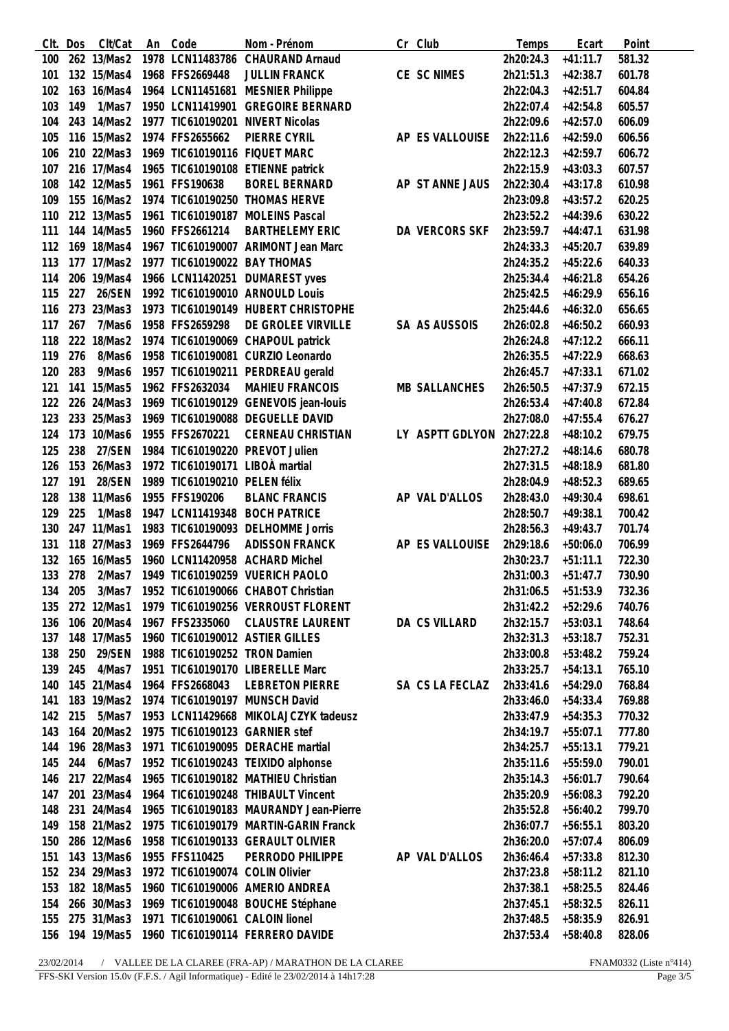| Clt. | Dos | Clt/Cat | An | Code | Nom - Prénom | Cr | Club | Temps | Ecart | Point |
|---|---|---|---|---|---|---|---|---|---|---|
| 100 | 262 | 13/Mas2 | 1978 | LCN11483786 | CHAURAND Arnaud | | | 2h20:24.3 | +41:11.7 | 581.32 |
| 101 | 132 | 15/Mas4 | 1968 | FFS2669448 | JULLIN FRANCK | CE | SC NIMES | 2h21:51.3 | +42:38.7 | 601.78 |
| 102 | 163 | 16/Mas4 | 1964 | LCN11451681 | MESNIER Philippe | | | 2h22:04.3 | +42:51.7 | 604.84 |
| 103 | 149 | 1/Mas7 | 1950 | LCN11419901 | GREGOIRE BERNARD | | | 2h22:07.4 | +42:54.8 | 605.57 |
| 104 | 243 | 14/Mas2 | 1977 | TIC610190201 | NIVERT Nicolas | | | 2h22:09.6 | +42:57.0 | 606.09 |
| 105 | 116 | 15/Mas2 | 1974 | FFS2655662 | PIERRE CYRIL | AP | ES VALLOUISE | 2h22:11.6 | +42:59.0 | 606.56 |
| 106 | 210 | 22/Mas3 | 1969 | TIC610190116 | FIQUET MARC | | | 2h22:12.3 | +42:59.7 | 606.72 |
| 107 | 216 | 17/Mas4 | 1965 | TIC610190108 | ETIENNE patrick | | | 2h22:15.9 | +43:03.3 | 607.57 |
| 108 | 142 | 12/Mas5 | 1961 | FFS190638 | BOREL BERNARD | AP | ST ANNE JAUS | 2h22:30.4 | +43:17.8 | 610.98 |
| 109 | 155 | 16/Mas2 | 1974 | TIC610190250 | THOMAS HERVE | | | 2h23:09.8 | +43:57.2 | 620.25 |
| 110 | 212 | 13/Mas5 | 1961 | TIC610190187 | MOLEINS Pascal | | | 2h23:52.2 | +44:39.6 | 630.22 |
| 111 | 144 | 14/Mas5 | 1960 | FFS2661214 | BARTHELEMY ERIC | DA | VERCORS SKF | 2h23:59.7 | +44:47.1 | 631.98 |
| 112 | 169 | 18/Mas4 | 1967 | TIC610190007 | ARIMONT Jean Marc | | | 2h24:33.3 | +45:20.7 | 639.89 |
| 113 | 177 | 17/Mas2 | 1977 | TIC610190022 | BAY THOMAS | | | 2h24:35.2 | +45:22.6 | 640.33 |
| 114 | 206 | 19/Mas4 | 1966 | LCN11420251 | DUMAREST yves | | | 2h25:34.4 | +46:21.8 | 654.26 |
| 115 | 227 | 26/SEN | 1992 | TIC610190010 | ARNOULD Louis | | | 2h25:42.5 | +46:29.9 | 656.16 |
| 116 | 273 | 23/Mas3 | 1973 | TIC610190149 | HUBERT CHRISTOPHE | | | 2h25:44.6 | +46:32.0 | 656.65 |
| 117 | 267 | 7/Mas6 | 1958 | FFS2659298 | DE GROLEE VIRVILLE | SA | AS AUSSOIS | 2h26:02.8 | +46:50.2 | 660.93 |
| 118 | 222 | 18/Mas2 | 1974 | TIC610190069 | CHAPOUL patrick | | | 2h26:24.8 | +47:12.2 | 666.11 |
| 119 | 276 | 8/Mas6 | 1958 | TIC610190081 | CURZIO Leonardo | | | 2h26:35.5 | +47:22.9 | 668.63 |
| 120 | 283 | 9/Mas6 | 1957 | TIC610190211 | PERDREAU gerald | | | 2h26:45.7 | +47:33.1 | 671.02 |
| 121 | 141 | 15/Mas5 | 1962 | FFS2632034 | MAHIEU FRANCOIS | MB | SALLANCHES | 2h26:50.5 | +47:37.9 | 672.15 |
| 122 | 226 | 24/Mas3 | 1969 | TIC610190129 | GENEVOIS jean-louis | | | 2h26:53.4 | +47:40.8 | 672.84 |
| 123 | 233 | 25/Mas3 | 1969 | TIC610190088 | DEGUELLE DAVID | | | 2h27:08.0 | +47:55.4 | 676.27 |
| 124 | 173 | 10/Mas6 | 1955 | FFS2670221 | CERNEAU CHRISTIAN | LY | ASPTT GDLYON | 2h27:22.8 | +48:10.2 | 679.75 |
| 125 | 238 | 27/SEN | 1984 | TIC610190220 | PREVOT Julien | | | 2h27:27.2 | +48:14.6 | 680.78 |
| 126 | 153 | 26/Mas3 | 1972 | TIC610190171 | LIBOÀ martial | | | 2h27:31.5 | +48:18.9 | 681.80 |
| 127 | 191 | 28/SEN | 1989 | TIC610190210 | PELEN félix | | | 2h28:04.9 | +48:52.3 | 689.65 |
| 128 | 138 | 11/Mas6 | 1955 | FFS190206 | BLANC FRANCIS | AP | VAL D'ALLOS | 2h28:43.0 | +49:30.4 | 698.61 |
| 129 | 225 | 1/Mas8 | 1947 | LCN11419348 | BOCH PATRICE | | | 2h28:50.7 | +49:38.1 | 700.42 |
| 130 | 247 | 11/Mas1 | 1983 | TIC610190093 | DELHOMME Jorris | | | 2h28:56.3 | +49:43.7 | 701.74 |
| 131 | 118 | 27/Mas3 | 1969 | FFS2644796 | ADISSON FRANCK | AP | ES VALLOUISE | 2h29:18.6 | +50:06.0 | 706.99 |
| 132 | 165 | 16/Mas5 | 1960 | LCN11420958 | ACHARD Michel | | | 2h30:23.7 | +51:11.1 | 722.30 |
| 133 | 278 | 2/Mas7 | 1949 | TIC610190259 | VUERICH PAOLO | | | 2h31:00.3 | +51:47.7 | 730.90 |
| 134 | 205 | 3/Mas7 | 1952 | TIC610190066 | CHABOT Christian | | | 2h31:06.5 | +51:53.9 | 732.36 |
| 135 | 272 | 12/Mas1 | 1979 | TIC610190256 | VERROUST FLORENT | | | 2h31:42.2 | +52:29.6 | 740.76 |
| 136 | 106 | 20/Mas4 | 1967 | FFS2335060 | CLAUSTRE LAURENT | DA | CS VILLARD | 2h32:15.7 | +53:03.1 | 748.64 |
| 137 | 148 | 17/Mas5 | 1960 | TIC610190012 | ASTIER GILLES | | | 2h32:31.3 | +53:18.7 | 752.31 |
| 138 | 250 | 29/SEN | 1988 | TIC610190252 | TRON Damien | | | 2h33:00.8 | +53:48.2 | 759.24 |
| 139 | 245 | 4/Mas7 | 1951 | TIC610190170 | LIBERELLE Marc | | | 2h33:25.7 | +54:13.1 | 765.10 |
| 140 | 145 | 21/Mas4 | 1964 | FFS2668043 | LEBRETON PIERRE | SA | CS LA FECLAZ | 2h33:41.6 | +54:29.0 | 768.84 |
| 141 | 183 | 19/Mas2 | 1974 | TIC610190197 | MUNSCH David | | | 2h33:46.0 | +54:33.4 | 769.88 |
| 142 | 215 | 5/Mas7 | 1953 | LCN11429668 | MIKOLAJCZYK tadeusz | | | 2h33:47.9 | +54:35.3 | 770.32 |
| 143 | 164 | 20/Mas2 | 1975 | TIC610190123 | GARNIER stef | | | 2h34:19.7 | +55:07.1 | 777.80 |
| 144 | 196 | 28/Mas3 | 1971 | TIC610190095 | DERACHE martial | | | 2h34:25.7 | +55:13.1 | 779.21 |
| 145 | 244 | 6/Mas7 | 1952 | TIC610190243 | TEIXIDO alphonse | | | 2h35:11.6 | +55:59.0 | 790.01 |
| 146 | 217 | 22/Mas4 | 1965 | TIC610190182 | MATHIEU Christian | | | 2h35:14.3 | +56:01.7 | 790.64 |
| 147 | 201 | 23/Mas4 | 1964 | TIC610190248 | THIBAULT Vincent | | | 2h35:20.9 | +56:08.3 | 792.20 |
| 148 | 231 | 24/Mas4 | 1965 | TIC610190183 | MAURANDY Jean-Pierre | | | 2h35:52.8 | +56:40.2 | 799.70 |
| 149 | 158 | 21/Mas2 | 1975 | TIC610190179 | MARTIN-GARIN Franck | | | 2h36:07.7 | +56:55.1 | 803.20 |
| 150 | 286 | 12/Mas6 | 1958 | TIC610190133 | GERAULT OLIVIER | | | 2h36:20.0 | +57:07.4 | 806.09 |
| 151 | 143 | 13/Mas6 | 1955 | FFS110425 | PERRODO PHILIPPE | AP | VAL D'ALLOS | 2h36:46.4 | +57:33.8 | 812.30 |
| 152 | 234 | 29/Mas3 | 1972 | TIC610190074 | COLIN Olivier | | | 2h37:23.8 | +58:11.2 | 821.10 |
| 153 | 182 | 18/Mas5 | 1960 | TIC610190006 | AMERIO ANDREA | | | 2h37:38.1 | +58:25.5 | 824.46 |
| 154 | 266 | 30/Mas3 | 1969 | TIC610190048 | BOUCHE Stéphane | | | 2h37:45.1 | +58:32.5 | 826.11 |
| 155 | 275 | 31/Mas3 | 1971 | TIC610190061 | CALOIN lionel | | | 2h37:48.5 | +58:35.9 | 826.91 |
| 156 | 194 | 19/Mas5 | 1960 | TIC610190114 | FERRERO DAVIDE | | | 2h37:53.4 | +58:40.8 | 828.06 |

23/02/2014 / VALLEE DE LA CLAREE (FRA-AP) / MARATHON DE LA CLAREE FNAM0332 (Liste n°414)

FFS-SKI Version 15.0v (F.F.S. / Agil Informatique) - Edité le 23/02/2014 à 14h17:28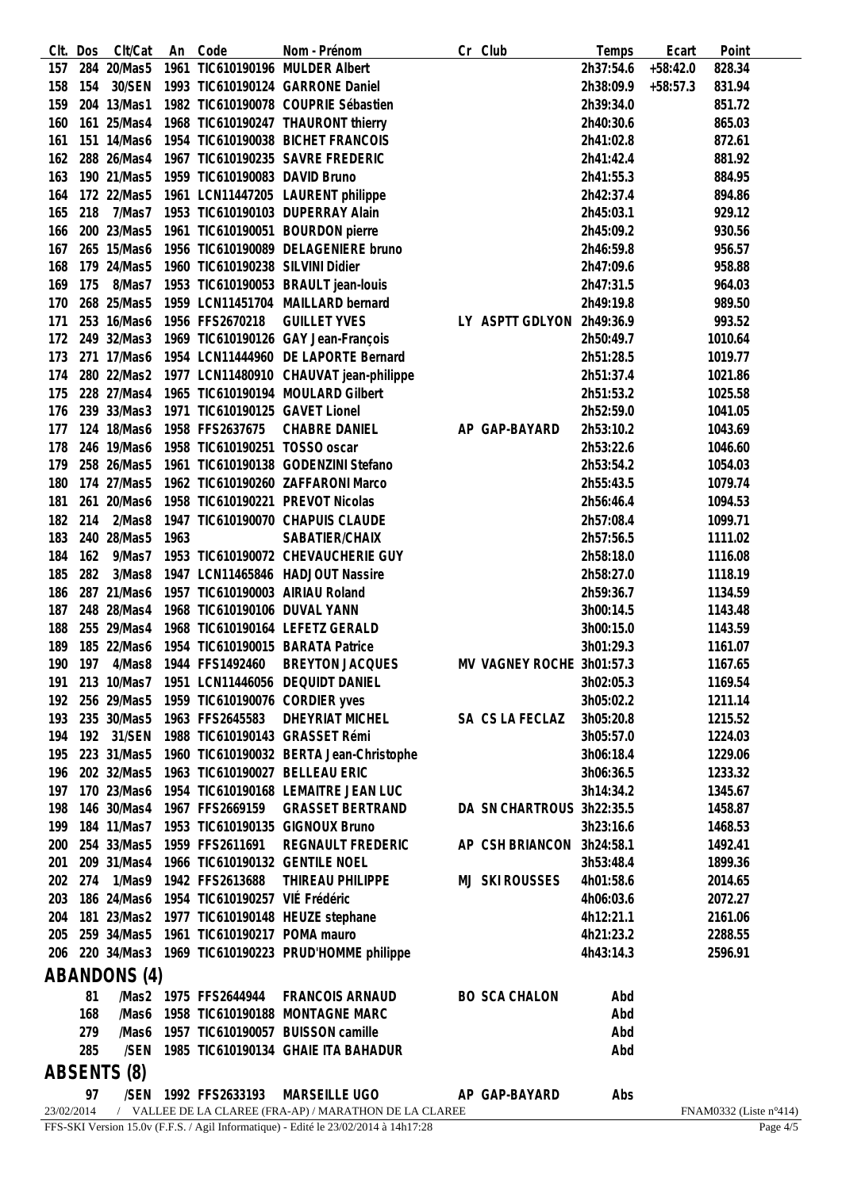| Clt. | Dos | Clt/Cat | An | Code | Nom - Prénom | Cr | Club | Temps | Ecart | Point |
|---|---|---|---|---|---|---|---|---|---|---|
| 157 | 284 | 20/Mas5 | 1961 | TIC610190196 | MULDER Albert | | | 2h37:54.6 | +58:42.0 | 828.34 |
| 158 | 154 | 30/SEN | 1993 | TIC610190124 | GARRONE Daniel | | | 2h38:09.9 | +58:57.3 | 831.94 |
| 159 | 204 | 13/Mas1 | 1982 | TIC610190078 | COUPRIE Sébastien | | | 2h39:34.0 | | 851.72 |
| 160 | 161 | 25/Mas4 | 1968 | TIC610190247 | THAURONT thierry | | | 2h40:30.6 | | 865.03 |
| 161 | 151 | 14/Mas6 | 1954 | TIC610190038 | BICHET FRANCOIS | | | 2h41:02.8 | | 872.61 |
| 162 | 288 | 26/Mas4 | 1967 | TIC610190235 | SAVRE FREDERIC | | | 2h41:42.4 | | 881.92 |
| 163 | 190 | 21/Mas5 | 1959 | TIC610190083 | DAVID Bruno | | | 2h41:55.3 | | 884.95 |
| 164 | 172 | 22/Mas5 | 1961 | LCN11447205 | LAURENT philippe | | | 2h42:37.4 | | 894.86 |
| 165 | 218 | 7/Mas7 | 1953 | TIC610190103 | DUPERRAY Alain | | | 2h45:03.1 | | 929.12 |
| 166 | 200 | 23/Mas5 | 1961 | TIC610190051 | BOURDON pierre | | | 2h45:09.2 | | 930.56 |
| 167 | 265 | 15/Mas6 | 1956 | TIC610190089 | DELAGENIERE bruno | | | 2h46:59.8 | | 956.57 |
| 168 | 179 | 24/Mas5 | 1960 | TIC610190238 | SILVINI Didier | | | 2h47:09.6 | | 958.88 |
| 169 | 175 | 8/Mas7 | 1953 | TIC610190053 | BRAULT jean-louis | | | 2h47:31.5 | | 964.03 |
| 170 | 268 | 25/Mas5 | 1959 | LCN11451704 | MAILLARD bernard | | | 2h49:19.8 | | 989.50 |
| 171 | 253 | 16/Mas6 | 1956 | FFS2670218 | GUILLET YVES | LY | ASPTT GDLYON | 2h49:36.9 | | 993.52 |
| 172 | 249 | 32/Mas3 | 1969 | TIC610190126 | GAY Jean-François | | | 2h50:49.7 | | 1010.64 |
| 173 | 271 | 17/Mas6 | 1954 | LCN11444960 | DE LAPORTE Bernard | | | 2h51:28.5 | | 1019.77 |
| 174 | 280 | 22/Mas2 | 1977 | LCN11480910 | CHAUVAT jean-philippe | | | 2h51:37.4 | | 1021.86 |
| 175 | 228 | 27/Mas4 | 1965 | TIC610190194 | MOULARD Gilbert | | | 2h51:53.2 | | 1025.58 |
| 176 | 239 | 33/Mas3 | 1971 | TIC610190125 | GAVET Lionel | | | 2h52:59.0 | | 1041.05 |
| 177 | 124 | 18/Mas6 | 1958 | FFS2637675 | CHABRE DANIEL | AP | GAP-BAYARD | 2h53:10.2 | | 1043.69 |
| 178 | 246 | 19/Mas6 | 1958 | TIC610190251 | TOSSO oscar | | | 2h53:22.6 | | 1046.60 |
| 179 | 258 | 26/Mas5 | 1961 | TIC610190138 | GODENZINI Stefano | | | 2h53:54.2 | | 1054.03 |
| 180 | 174 | 27/Mas5 | 1962 | TIC610190260 | ZAFFARONI Marco | | | 2h55:43.5 | | 1079.74 |
| 181 | 261 | 20/Mas6 | 1958 | TIC610190221 | PREVOT Nicolas | | | 2h56:46.4 | | 1094.53 |
| 182 | 214 | 2/Mas8 | 1947 | TIC610190070 | CHAPUIS CLAUDE | | | 2h57:08.4 | | 1099.71 |
| 183 | 240 | 28/Mas5 | 1963 | | SABATIER/CHAIX | | | 2h57:56.5 | | 1111.02 |
| 184 | 162 | 9/Mas7 | 1953 | TIC610190072 | CHEVAUCHERIE GUY | | | 2h58:18.0 | | 1116.08 |
| 185 | 282 | 3/Mas8 | 1947 | LCN11465846 | HADJOUT Nassire | | | 2h58:27.0 | | 1118.19 |
| 186 | 287 | 21/Mas6 | 1957 | TIC610190003 | AIRIAU Roland | | | 2h59:36.7 | | 1134.59 |
| 187 | 248 | 28/Mas4 | 1968 | TIC610190106 | DUVAL YANN | | | 3h00:14.5 | | 1143.48 |
| 188 | 255 | 29/Mas4 | 1968 | TIC610190164 | LEFETZ GERALD | | | 3h00:15.0 | | 1143.59 |
| 189 | 185 | 22/Mas6 | 1954 | TIC610190015 | BARATA Patrice | | | 3h01:29.3 | | 1161.07 |
| 190 | 197 | 4/Mas8 | 1944 | FFS1492460 | BREYTON JACQUES | MV | VAGNEY ROCHE | 3h01:57.3 | | 1167.65 |
| 191 | 213 | 10/Mas7 | 1951 | LCN11446056 | DEQUIDT DANIEL | | | 3h02:05.3 | | 1169.54 |
| 192 | 256 | 29/Mas5 | 1959 | TIC610190076 | CORDIER yves | | | 3h05:02.2 | | 1211.14 |
| 193 | 235 | 30/Mas5 | 1963 | FFS2645583 | DHEYRIAT MICHEL | SA | CS LA FECLAZ | 3h05:20.8 | | 1215.52 |
| 194 | 192 | 31/SEN | 1988 | TIC610190143 | GRASSET Rémi | | | 3h05:57.0 | | 1224.03 |
| 195 | 223 | 31/Mas5 | 1960 | TIC610190032 | BERTA Jean-Christophe | | | 3h06:18.4 | | 1229.06 |
| 196 | 202 | 32/Mas5 | 1963 | TIC610190027 | BELLEAU ERIC | | | 3h06:36.5 | | 1233.32 |
| 197 | 170 | 23/Mas6 | 1954 | TIC610190168 | LEMAITRE JEAN LUC | | | 3h14:34.2 | | 1345.67 |
| 198 | 146 | 30/Mas4 | 1967 | FFS2669159 | GRASSET BERTRAND | DA | SN CHARTROUS | 3h22:35.5 | | 1458.87 |
| 199 | 184 | 11/Mas7 | 1953 | TIC610190135 | GIGNOUX Bruno | | | 3h23:16.6 | | 1468.53 |
| 200 | 254 | 33/Mas5 | 1959 | FFS2611691 | REGNAULT FREDERIC | AP | CSH BRIANCON | 3h24:58.1 | | 1492.41 |
| 201 | 209 | 31/Mas4 | 1966 | TIC610190132 | GENTILE NOEL | | | 3h53:48.4 | | 1899.36 |
| 202 | 274 | 1/Mas9 | 1942 | FFS2613688 | THIREAU PHILIPPE | MJ | SKI ROUSSES | 4h01:58.6 | | 2014.65 |
| 203 | 186 | 24/Mas6 | 1954 | TIC610190257 | VIÉ Frédéric | | | 4h06:03.6 | | 2072.27 |
| 204 | 181 | 23/Mas2 | 1977 | TIC610190148 | HEUZE stephane | | | 4h12:21.1 | | 2161.06 |
| 205 | 259 | 34/Mas5 | 1961 | TIC610190217 | POMA mauro | | | 4h21:23.2 | | 2288.55 |
| 206 | 220 | 34/Mas3 | 1969 | TIC610190223 | PRUD'HOMME philippe | | | 4h43:14.3 | | 2596.91 |

## ABANDONS (4)

| Clt. | Dos | Clt/Cat | An | Code | Nom - Prénom | Cr | Club | Temps | Ecart | Point |
|---|---|---|---|---|---|---|---|---|---|---|
| | 81 | /Mas2 | 1975 | FFS2644944 | FRANCOIS ARNAUD | BO | SCA CHALON | Abd | | |
| | 168 | /Mas6 | 1958 | TIC610190188 | MONTAGNE MARC | | | Abd | | |
| | 279 | /Mas6 | 1957 | TIC610190057 | BUISSON camille | | | Abd | | |
| | 285 | /SEN | 1985 | TIC610190134 | GHAIE ITA BAHADUR | | | Abd | | |

## ABSENTS (8)

| Clt. | Dos | Clt/Cat | An | Code | Nom - Prénom | Cr | Club | Temps | Ecart | Point |
|---|---|---|---|---|---|---|---|---|---|---|
| | 97 | /SEN | 1992 | FFS2633193 | MARSEILLE UGO | AP | GAP-BAYARD | Abs | | |

23/02/2014 / VALLEE DE LA CLAREE (FRA-AP) / MARATHON DE LA CLAREE — FNAM0332 (Liste n°414)

FFS-SKI Version 15.0v (F.F.S. / Agil Informatique) - Edité le 23/02/2014 à 14h17:28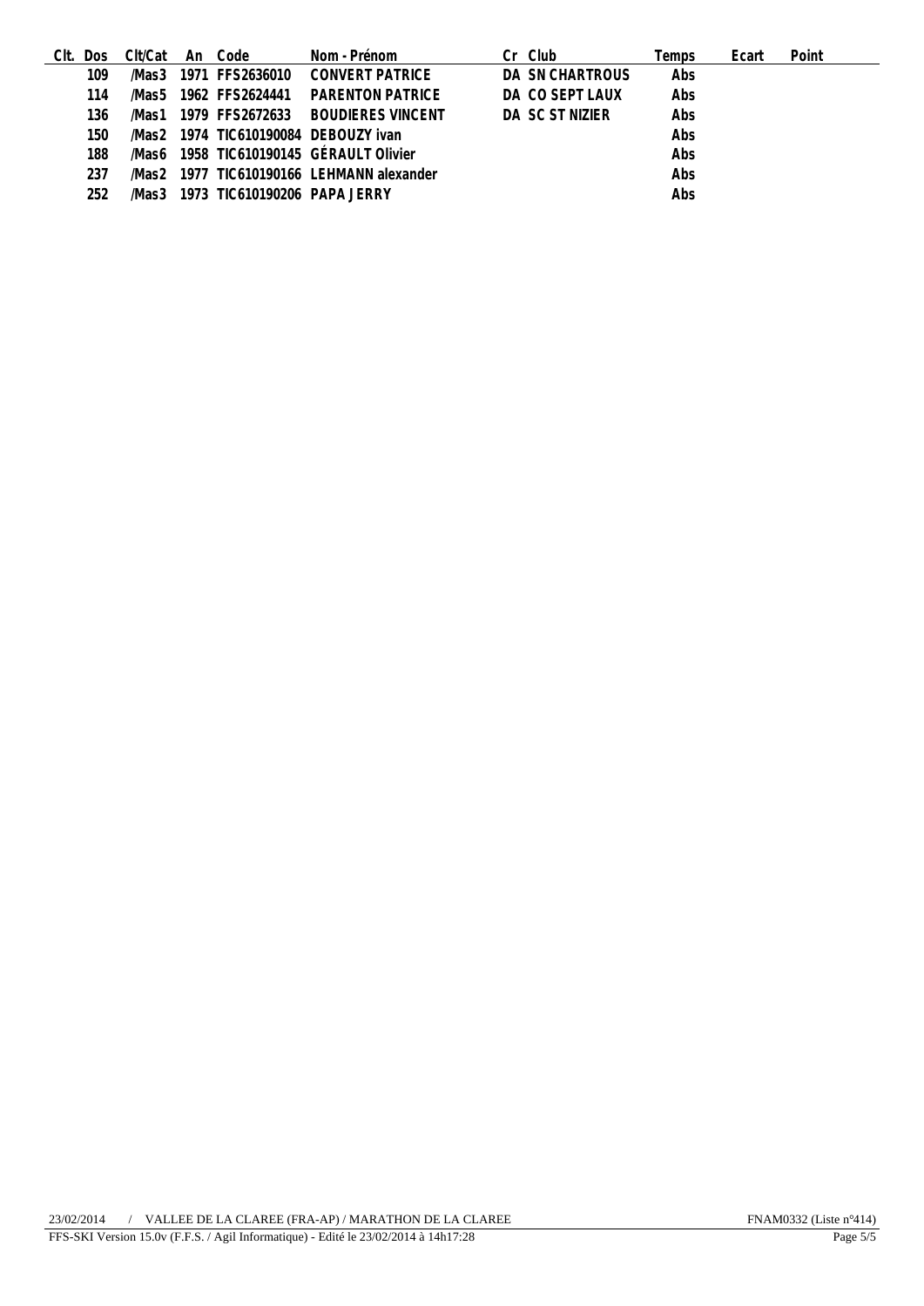| Clt. | Dos | Clt/Cat | An | Code | Nom - Prénom | Cr | Club | Temps | Ecart | Point |
|---|---|---|---|---|---|---|---|---|---|---|
| | 109 | /Mas3 | 1971 | FFS2636010 | CONVERT PATRICE | DA | SN CHARTROUS | Abs | | |
| | 114 | /Mas5 | 1962 | FFS2624441 | PARENTON PATRICE | DA | CO SEPT LAUX | Abs | | |
| | 136 | /Mas1 | 1979 | FFS2672633 | BOUDIERES VINCENT | DA | SC ST NIZIER | Abs | | |
| | 150 | /Mas2 | 1974 | TIC610190084 | DEBOUZY ivan | | | Abs | | |
| | 188 | /Mas6 | 1958 | TIC610190145 | GÉRAULT Olivier | | | Abs | | |
| | 237 | /Mas2 | 1977 | TIC610190166 | LEHMANN alexander | | | Abs | | |
| | 252 | /Mas3 | 1973 | TIC610190206 | PAPA JERRY | | | Abs | | |

23/02/2014 / VALLEE DE LA CLAREE (FRA-AP) / MARATHON DE LA CLAREE FNAM0332 (Liste n°414)

FFS-SKI Version 15.0v (F.F.S. / Agil Informatique) - Edité le 23/02/2014 à 14h17:28